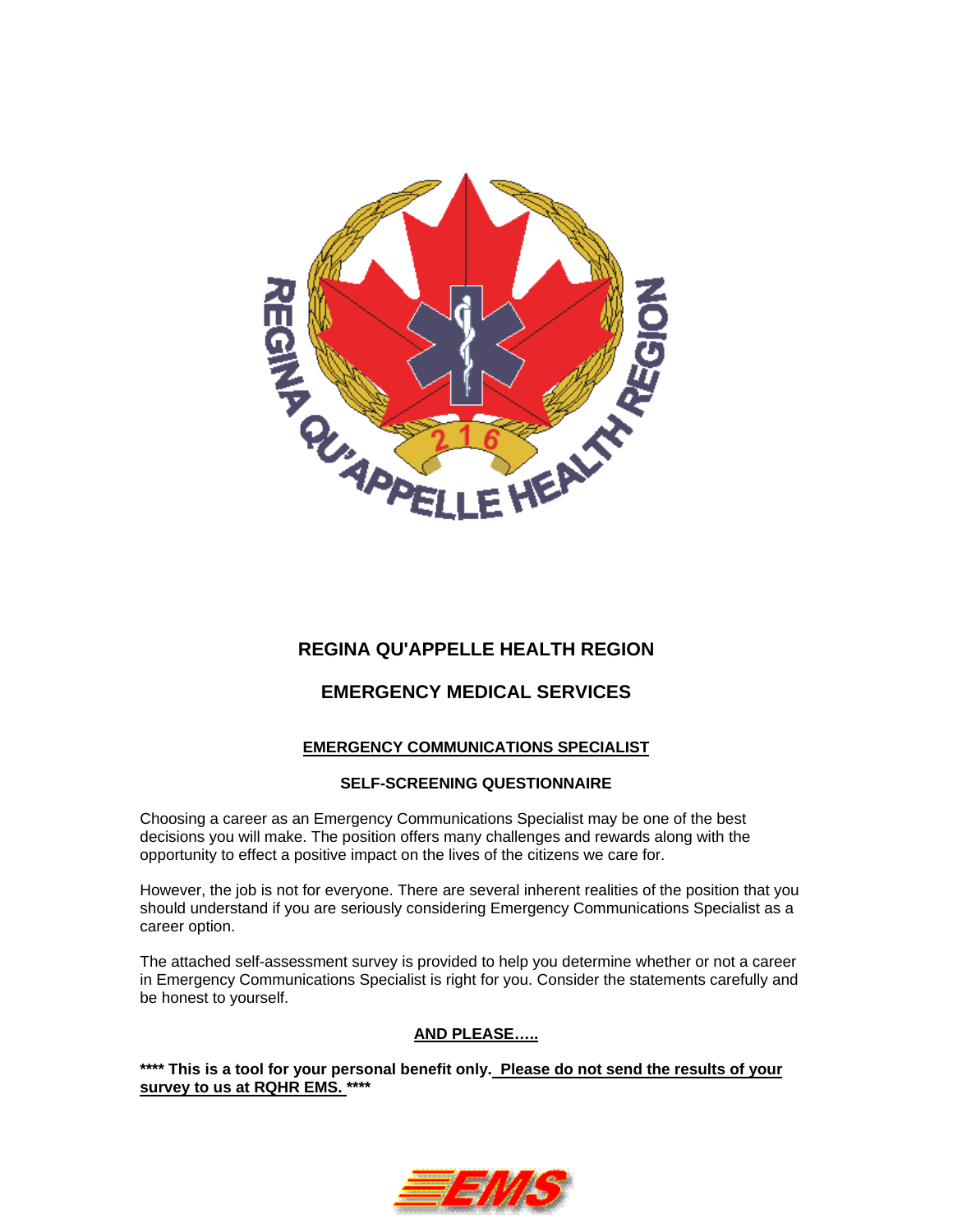# REGINA QU'APPELLE HEALTH REGION

# EMERGENCY MEDICAL SERVICES

## EMERGENCY COMMUNICATIONS SPECIALIST

### SELF-SCREENING QUESTIONNAIRE

Choosing a career as an Emergency Communications Specialist may be one of the best decisions you will make. The position offers many challenges and rewards along with the opportunity to effect a positive impact on the lives of the citizens we care for.

However, the job is not for everyone. There are several inherent realities of the position that you should understand if you are seriously considering Emergency Communications Specialist as a career option.

The attached self-assessment survey is provided to help you determine whether or not a career in Emergency Communications Specialist is right for you. Consider the statements carefully and be honest to yourself.

**AND PLEASE…..**

**\*\*\*\* This is a tool for your personal benefit only. Please do not send the results of your survey to us at RQHR EMS. \*\*\*\***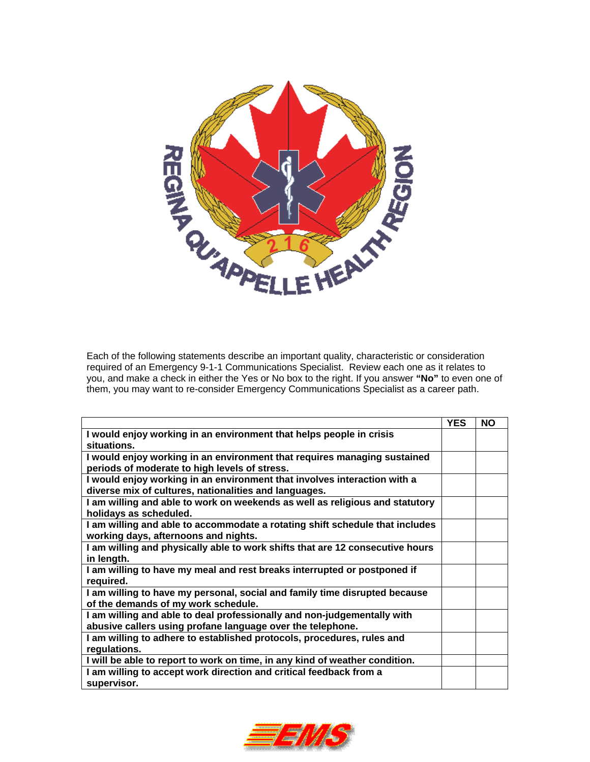Each of the following statements describe an important quality, characteristic or consideration required of an Emergency 9-1-1 Communications Specialist. Review each one as it relates to you, and make a check in either the Yes or No box to the right. If you answer **"No"** to even one of them, you may want to re-consider Emergency Communications Specialist as a career path.

| | YES | NO |
|---|---|---|
| **I would enjoy working in an environment that helps people in crisis situations.** | | |
| **I would enjoy working in an environment that requires managing sustained periods of moderate to high levels of stress.** | | |
| **I would enjoy working in an environment that involves interaction with a diverse mix of cultures, nationalities and languages.** | | |
| **I am willing and able to work on weekends as well as religious and statutory holidays as scheduled.** | | |
| **I am willing and able to accommodate a rotating shift schedule that includes working days, afternoons and nights.** | | |
| **I am willing and physically able to work shifts that are 12 consecutive hours in length.** | | |
| **I am willing to have my meal and rest breaks interrupted or postponed if required.** | | |
| **I am willing to have my personal, social and family time disrupted because of the demands of my work schedule.** | | |
| **I am willing and able to deal professionally and non-judgementally with abusive callers using profane language over the telephone.** | | |
| **I am willing to adhere to established protocols, procedures, rules and regulations.** | | |
| **I will be able to report to work on time, in any kind of weather condition.** | | |
| **I am willing to accept work direction and critical feedback from a supervisor.** | | |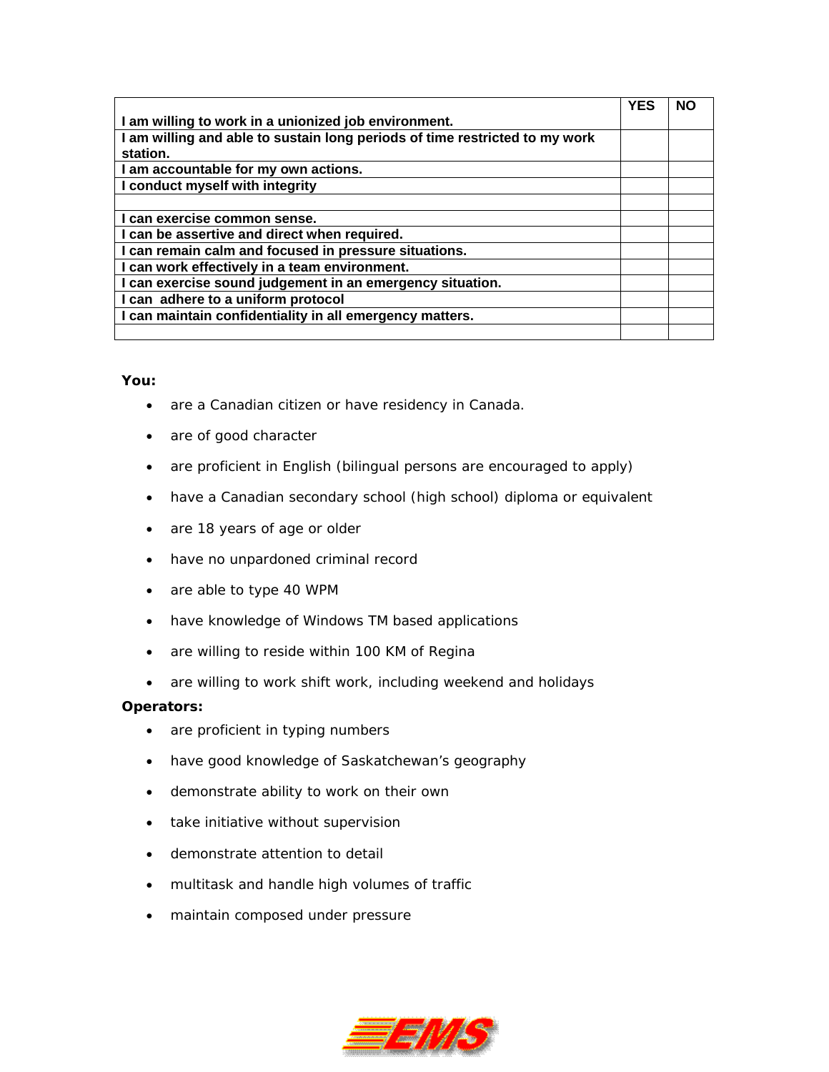| | YES | NO |
|---|---|---|
| **I am willing to work in a unionized job environment.** | | |
| **I am willing and able to sustain long periods of time restricted to my work station.** | | |
| **I am accountable for my own actions.** | | |
| **I conduct myself with integrity** | | |
| | | |
| **I can exercise common sense.** | | |
| **I can be assertive and direct when required.** | | |
| **I can remain calm and focused in pressure situations.** | | |
| **I can work effectively in a team environment.** | | |
| **I can exercise sound judgement in an emergency situation.** | | |
| **I can adhere to a uniform protocol** | | |
| **I can maintain confidentiality in all emergency matters.** | | |
| | | |

**You:**

- are a Canadian citizen or have residency in Canada.
- are of good character
- are proficient in English (bilingual persons are encouraged to apply)
- have a Canadian secondary school (high school) diploma or equivalent
- are 18 years of age or older
- have no unpardoned criminal record
- are able to type 40 WPM
- have knowledge of Windows TM based applications
- are willing to reside within 100 KM of Regina
- are willing to work shift work, including weekend and holidays

**Operators:**

- are proficient in typing numbers
- have good knowledge of Saskatchewan's geography
- demonstrate ability to work on their own
- take initiative without supervision
- demonstrate attention to detail
- multitask and handle high volumes of traffic
- maintain composed under pressure